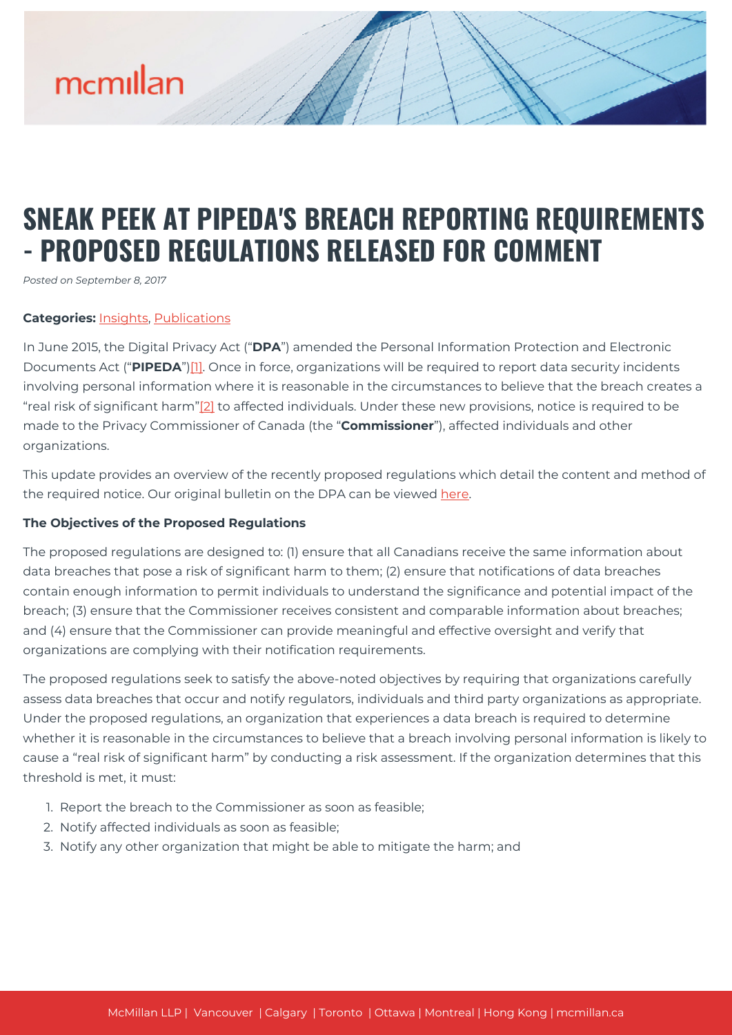# SNEAK PEEK AT PIPEDA'S BREACH REPORTING REQUIREMENTS - PROPOSED REGULATIONS RELEASED FOR COMMENT

*Posted on September 8, 2017*

**Categories:** Insights, Publications

In June 2015, the Digital Privacy Act ("**DPA**") amended the Personal Information Protection and Electronic Documents Act ("**PIPEDA**")[1]. Once in force, organizations will be required to report data security incidents involving personal information where it is reasonable in the circumstances to believe that the breach creates a "real risk of significant harm"[2] to affected individuals. Under these new provisions, notice is required to be made to the Privacy Commissioner of Canada (the "**Commissioner**"), affected individuals and other organizations.

This update provides an overview of the recently proposed regulations which detail the content and method of the required notice. Our original bulletin on the DPA can be viewed here.

**The Objectives of the Proposed Regulations**

The proposed regulations are designed to: (1) ensure that all Canadians receive the same information about data breaches that pose a risk of significant harm to them; (2) ensure that notifications of data breaches contain enough information to permit individuals to understand the significance and potential impact of the breach; (3) ensure that the Commissioner receives consistent and comparable information about breaches; and (4) ensure that the Commissioner can provide meaningful and effective oversight and verify that organizations are complying with their notification requirements.

The proposed regulations seek to satisfy the above-noted objectives by requiring that organizations carefully assess data breaches that occur and notify regulators, individuals and third party organizations as appropriate. Under the proposed regulations, an organization that experiences a data breach is required to determine whether it is reasonable in the circumstances to believe that a breach involving personal information is likely to cause a "real risk of significant harm" by conducting a risk assessment. If the organization determines that this threshold is met, it must:

1. Report the breach to the Commissioner as soon as feasible;
2. Notify affected individuals as soon as feasible;
3. Notify any other organization that might be able to mitigate the harm; and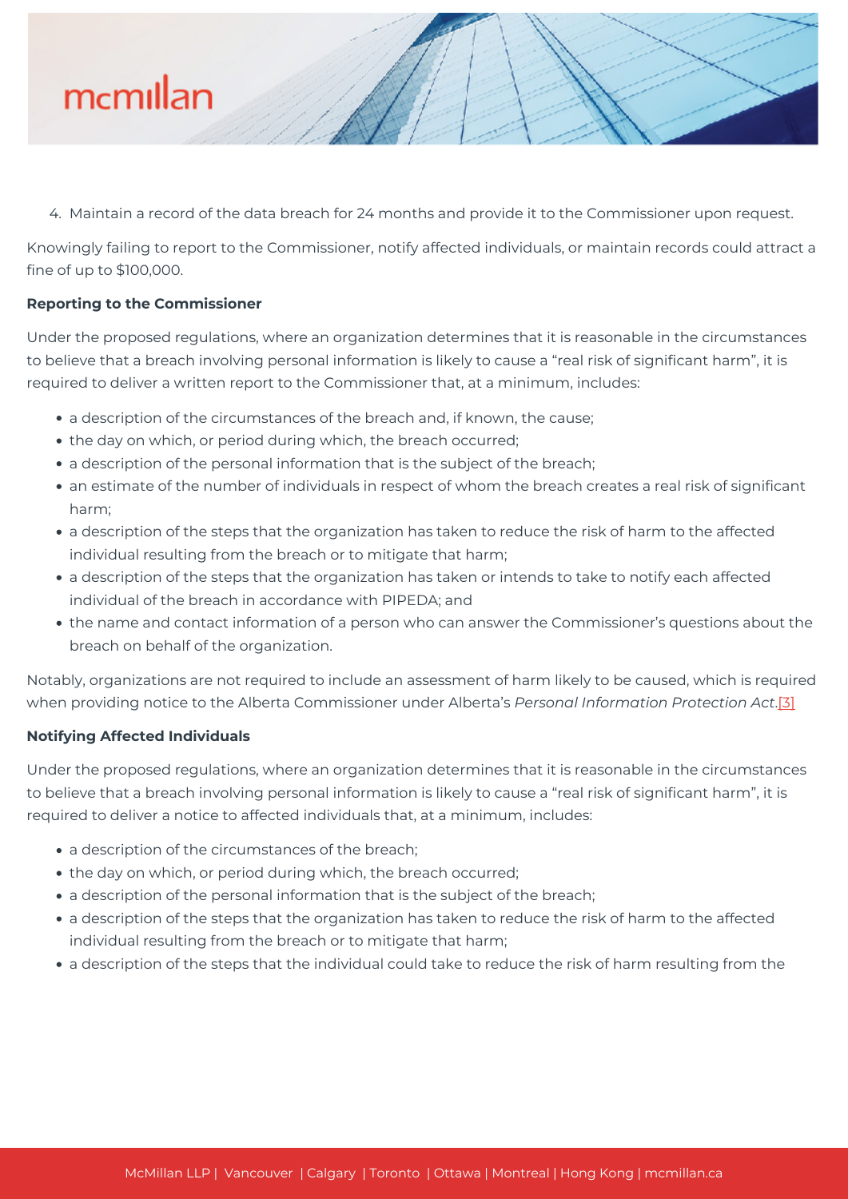4. Maintain a record of the data breach for 24 months and provide it to the Commissioner upon request.

Knowingly failing to report to the Commissioner, notify affected individuals, or maintain records could attract a fine of up to $100,000.

**Reporting to the Commissioner**

Under the proposed regulations, where an organization determines that it is reasonable in the circumstances to believe that a breach involving personal information is likely to cause a "real risk of significant harm", it is required to deliver a written report to the Commissioner that, at a minimum, includes:

- a description of the circumstances of the breach and, if known, the cause;
- the day on which, or period during which, the breach occurred;
- a description of the personal information that is the subject of the breach;
- an estimate of the number of individuals in respect of whom the breach creates a real risk of significant harm;
- a description of the steps that the organization has taken to reduce the risk of harm to the affected individual resulting from the breach or to mitigate that harm;
- a description of the steps that the organization has taken or intends to take to notify each affected individual of the breach in accordance with PIPEDA; and
- the name and contact information of a person who can answer the Commissioner's questions about the breach on behalf of the organization.

Notably, organizations are not required to include an assessment of harm likely to be caused, which is required when providing notice to the Alberta Commissioner under Alberta's *Personal Information Protection Act*.[3]

**Notifying Affected Individuals**

Under the proposed regulations, where an organization determines that it is reasonable in the circumstances to believe that a breach involving personal information is likely to cause a "real risk of significant harm", it is required to deliver a notice to affected individuals that, at a minimum, includes:

- a description of the circumstances of the breach;
- the day on which, or period during which, the breach occurred;
- a description of the personal information that is the subject of the breach;
- a description of the steps that the organization has taken to reduce the risk of harm to the affected individual resulting from the breach or to mitigate that harm;
- a description of the steps that the individual could take to reduce the risk of harm resulting from the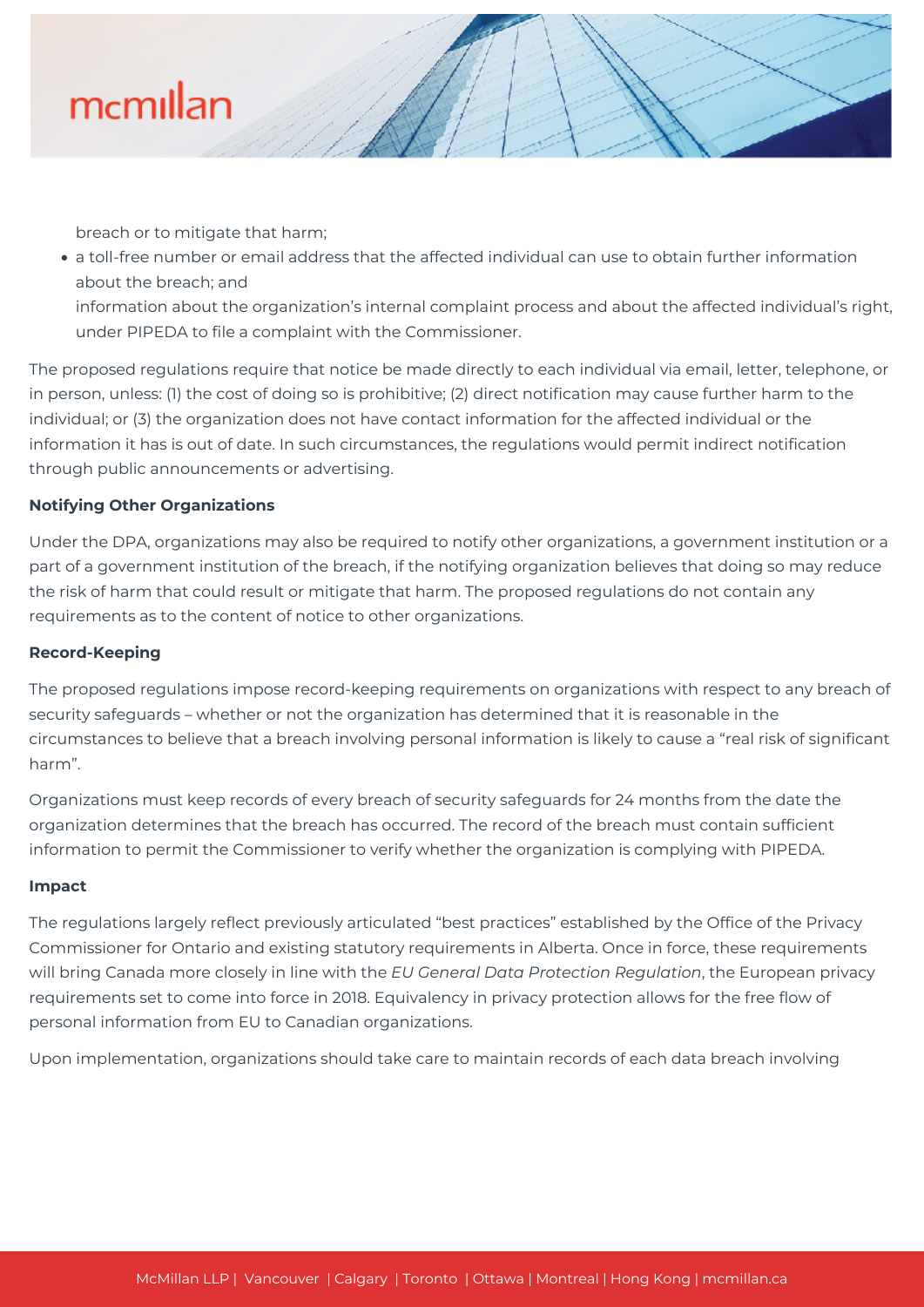breach or to mitigate that harm;

- a toll-free number or email address that the affected individual can use to obtain further information about the breach; and

  information about the organization's internal complaint process and about the affected individual's right, under PIPEDA to file a complaint with the Commissioner.

The proposed regulations require that notice be made directly to each individual via email, letter, telephone, or in person, unless: (1) the cost of doing so is prohibitive; (2) direct notification may cause further harm to the individual; or (3) the organization does not have contact information for the affected individual or the information it has is out of date. In such circumstances, the regulations would permit indirect notification through public announcements or advertising.

**Notifying Other Organizations**

Under the DPA, organizations may also be required to notify other organizations, a government institution or a part of a government institution of the breach, if the notifying organization believes that doing so may reduce the risk of harm that could result or mitigate that harm. The proposed regulations do not contain any requirements as to the content of notice to other organizations.

**Record-Keeping**

The proposed regulations impose record-keeping requirements on organizations with respect to any breach of security safeguards – whether or not the organization has determined that it is reasonable in the circumstances to believe that a breach involving personal information is likely to cause a "real risk of significant harm".

Organizations must keep records of every breach of security safeguards for 24 months from the date the organization determines that the breach has occurred. The record of the breach must contain sufficient information to permit the Commissioner to verify whether the organization is complying with PIPEDA.

**Impact**

The regulations largely reflect previously articulated "best practices" established by the Office of the Privacy Commissioner for Ontario and existing statutory requirements in Alberta. Once in force, these requirements will bring Canada more closely in line with the *EU General Data Protection Regulation*, the European privacy requirements set to come into force in 2018. Equivalency in privacy protection allows for the free flow of personal information from EU to Canadian organizations.

Upon implementation, organizations should take care to maintain records of each data breach involving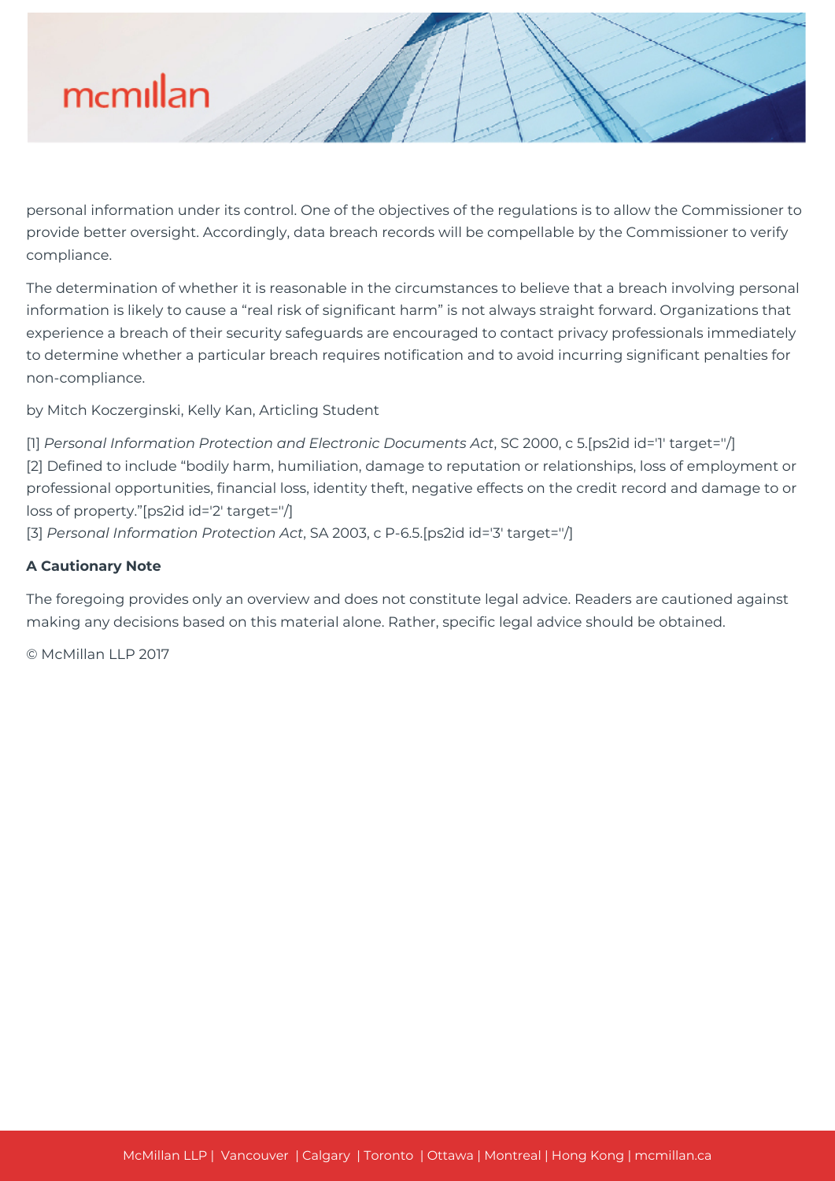personal information under its control. One of the objectives of the regulations is to allow the Commissioner to provide better oversight. Accordingly, data breach records will be compellable by the Commissioner to verify compliance.

The determination of whether it is reasonable in the circumstances to believe that a breach involving personal information is likely to cause a "real risk of significant harm" is not always straight forward. Organizations that experience a breach of their security safeguards are encouraged to contact privacy professionals immediately to determine whether a particular breach requires notification and to avoid incurring significant penalties for non-compliance.

by Mitch Koczerginski, Kelly Kan, Articling Student

[1] *Personal Information Protection and Electronic Documents Act*, SC 2000, c 5.[ps2id id='1' target=''/]
[2] Defined to include "bodily harm, humiliation, damage to reputation or relationships, loss of employment or professional opportunities, financial loss, identity theft, negative effects on the credit record and damage to or loss of property."[ps2id id='2' target=''/]
[3] *Personal Information Protection Act*, SA 2003, c P-6.5.[ps2id id='3' target=''/]

**A Cautionary Note**

The foregoing provides only an overview and does not constitute legal advice. Readers are cautioned against making any decisions based on this material alone. Rather, specific legal advice should be obtained.

© McMillan LLP 2017